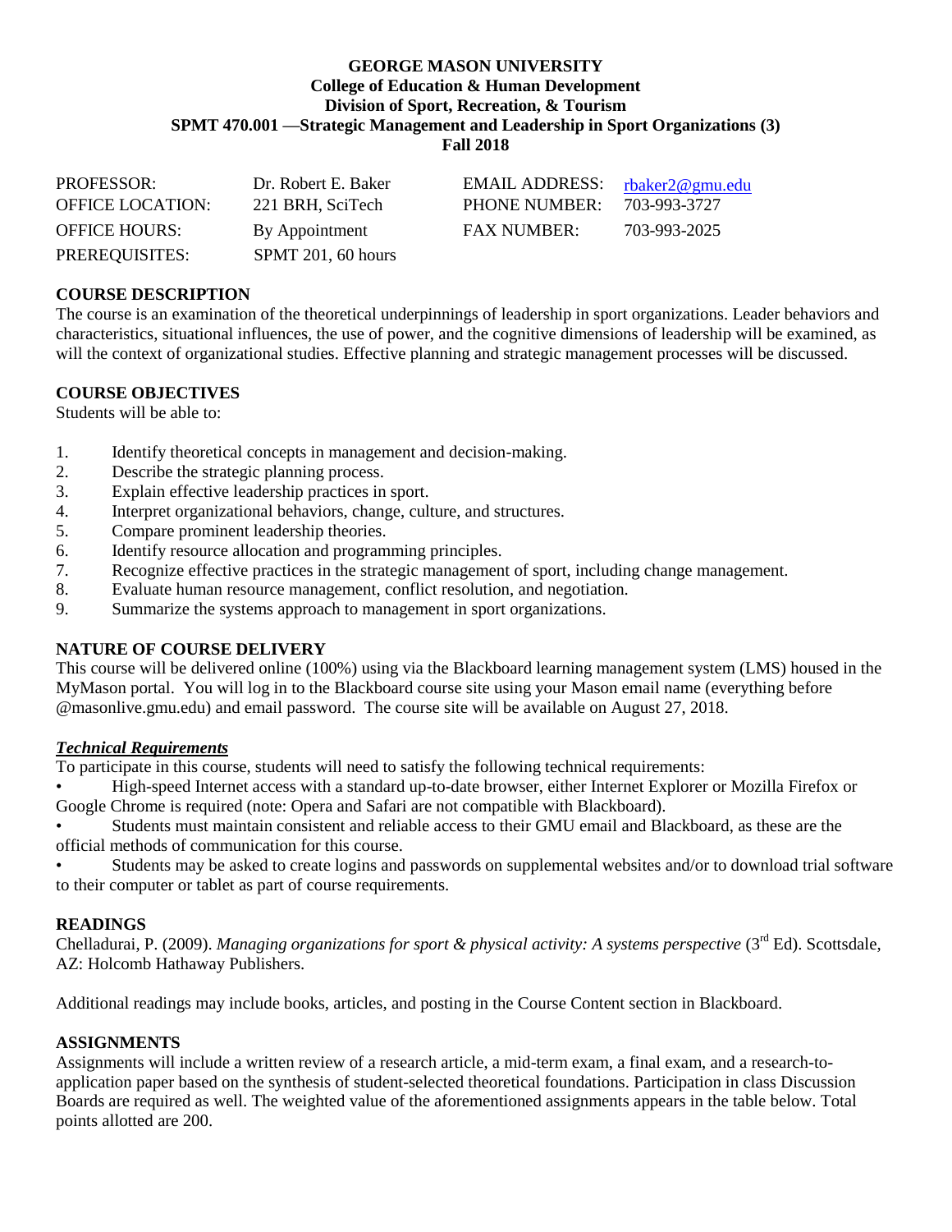# GEORGE MASON UNIVERSITY
## College of Education & Human Development
## Division of Sport, Recreation, & Tourism
## SPMT 470.001 —Strategic Management and Leadership in Sport Organizations (3)
## Fall 2018

| | | | |
|---|---|---|---|
| PROFESSOR: | Dr. Robert E. Baker | EMAIL ADDRESS: | rbaker2@gmu.edu |
| OFFICE LOCATION: | 221 BRH, SciTech | PHONE NUMBER: | 703-993-3727 |
| OFFICE HOURS: | By Appointment | FAX NUMBER: | 703-993-2025 |
| PREREQUISITES: | SPMT 201, 60 hours | | |

**COURSE DESCRIPTION**

The course is an examination of the theoretical underpinnings of leadership in sport organizations. Leader behaviors and characteristics, situational influences, the use of power, and the cognitive dimensions of leadership will be examined, as will the context of organizational studies. Effective planning and strategic management processes will be discussed.

**COURSE OBJECTIVES**

Students will be able to:

1. Identify theoretical concepts in management and decision-making.
2. Describe the strategic planning process.
3. Explain effective leadership practices in sport.
4. Interpret organizational behaviors, change, culture, and structures.
5. Compare prominent leadership theories.
6. Identify resource allocation and programming principles.
7. Recognize effective practices in the strategic management of sport, including change management.
8. Evaluate human resource management, conflict resolution, and negotiation.
9. Summarize the systems approach to management in sport organizations.

**NATURE OF COURSE DELIVERY**

This course will be delivered online (100%) using via the Blackboard learning management system (LMS) housed in the MyMason portal. You will log in to the Blackboard course site using your Mason email name (everything before @masonlive.gmu.edu) and email password. The course site will be available on August 27, 2018.

***Technical Requirements***

To participate in this course, students will need to satisfy the following technical requirements:

- High-speed Internet access with a standard up-to-date browser, either Internet Explorer or Mozilla Firefox or Google Chrome is required (note: Opera and Safari are not compatible with Blackboard).
- Students must maintain consistent and reliable access to their GMU email and Blackboard, as these are the official methods of communication for this course.
- Students may be asked to create logins and passwords on supplemental websites and/or to download trial software to their computer or tablet as part of course requirements.

**READINGS**

Chelladurai, P. (2009). *Managing organizations for sport & physical activity: A systems perspective* (3rd Ed). Scottsdale, AZ: Holcomb Hathaway Publishers.

Additional readings may include books, articles, and posting in the Course Content section in Blackboard.

**ASSIGNMENTS**

Assignments will include a written review of a research article, a mid-term exam, a final exam, and a research-to-application paper based on the synthesis of student-selected theoretical foundations. Participation in class Discussion Boards are required as well. The weighted value of the aforementioned assignments appears in the table below. Total points allotted are 200.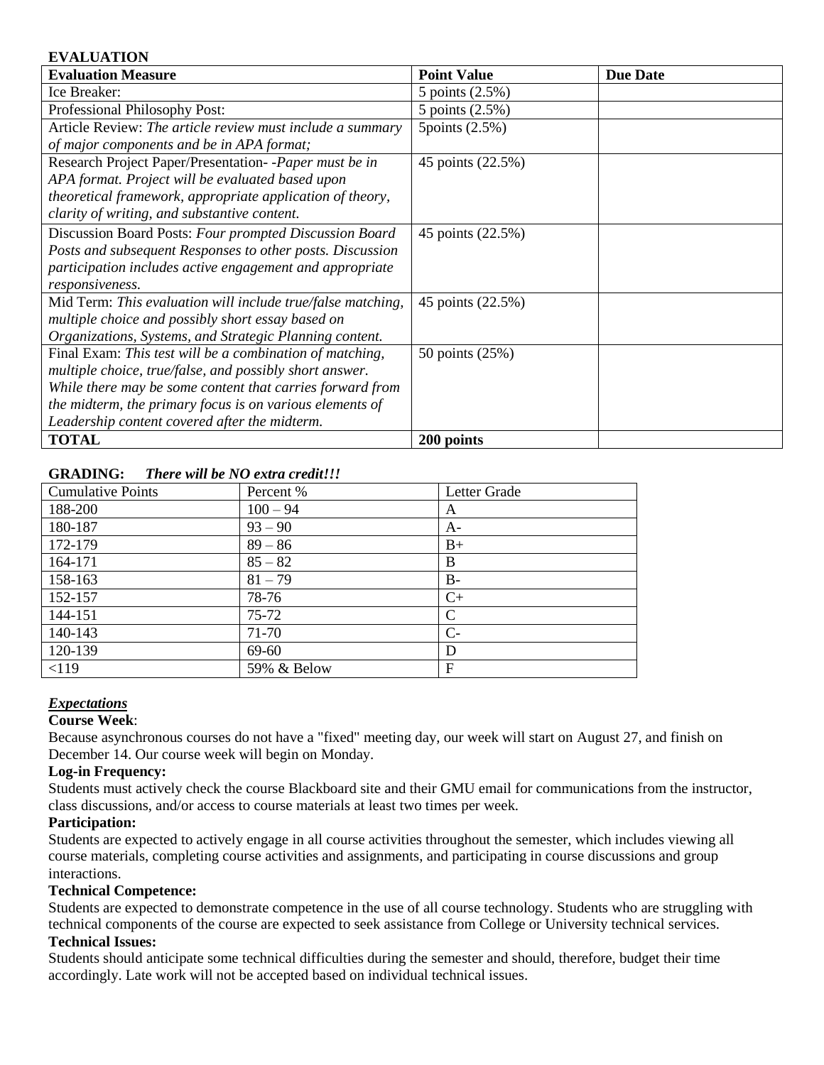**EVALUATION**

| Evaluation Measure | Point Value | Due Date |
|---|---|---|
| Ice Breaker: | 5 points (2.5%) | |
| Professional Philosophy Post: | 5 points (2.5%) | |
| Article Review: *The article review must include a summary of major components and be in APA format;* | 5points (2.5%) | |
| Research Project Paper/Presentation- -*Paper must be in APA format. Project will be evaluated based upon theoretical framework, appropriate application of theory, clarity of writing, and substantive content.* | 45 points (22.5%) | |
| Discussion Board Posts: *Four prompted Discussion Board Posts and subsequent Responses to other posts. Discussion participation includes active engagement and appropriate responsiveness.* | 45 points (22.5%) | |
| Mid Term: *This evaluation will include true/false matching, multiple choice and possibly short essay based on Organizations, Systems, and Strategic Planning content.* | 45 points (22.5%) | |
| Final Exam: *This test will be a combination of matching, multiple choice, true/false, and possibly short answer. While there may be some content that carries forward from the midterm, the primary focus is on various elements of Leadership content covered after the midterm.* | 50 points (25%) | |
| **TOTAL** | **200 points** | |

**GRADING:** ***There will be NO extra credit!!!***

| Cumulative Points | Percent % | Letter Grade |
|---|---|---|
| 188-200 | 100 – 94 | A |
| 180-187 | 93 – 90 | A- |
| 172-179 | 89 – 86 | B+ |
| 164-171 | 85 – 82 | B |
| 158-163 | 81 – 79 | B- |
| 152-157 | 78-76 | C+ |
| 144-151 | 75-72 | C |
| 140-143 | 71-70 | C- |
| 120-139 | 69-60 | D |
| <119 | 59% & Below | F |

***Expectations***

**Course Week**:

Because asynchronous courses do not have a "fixed" meeting day, our week will start on August 27, and finish on December 14. Our course week will begin on Monday.

**Log-in Frequency:**

Students must actively check the course Blackboard site and their GMU email for communications from the instructor, class discussions, and/or access to course materials at least two times per week.

**Participation:**

Students are expected to actively engage in all course activities throughout the semester, which includes viewing all course materials, completing course activities and assignments, and participating in course discussions and group interactions.

**Technical Competence:**

Students are expected to demonstrate competence in the use of all course technology. Students who are struggling with technical components of the course are expected to seek assistance from College or University technical services.

**Technical Issues:**

Students should anticipate some technical difficulties during the semester and should, therefore, budget their time accordingly. Late work will not be accepted based on individual technical issues.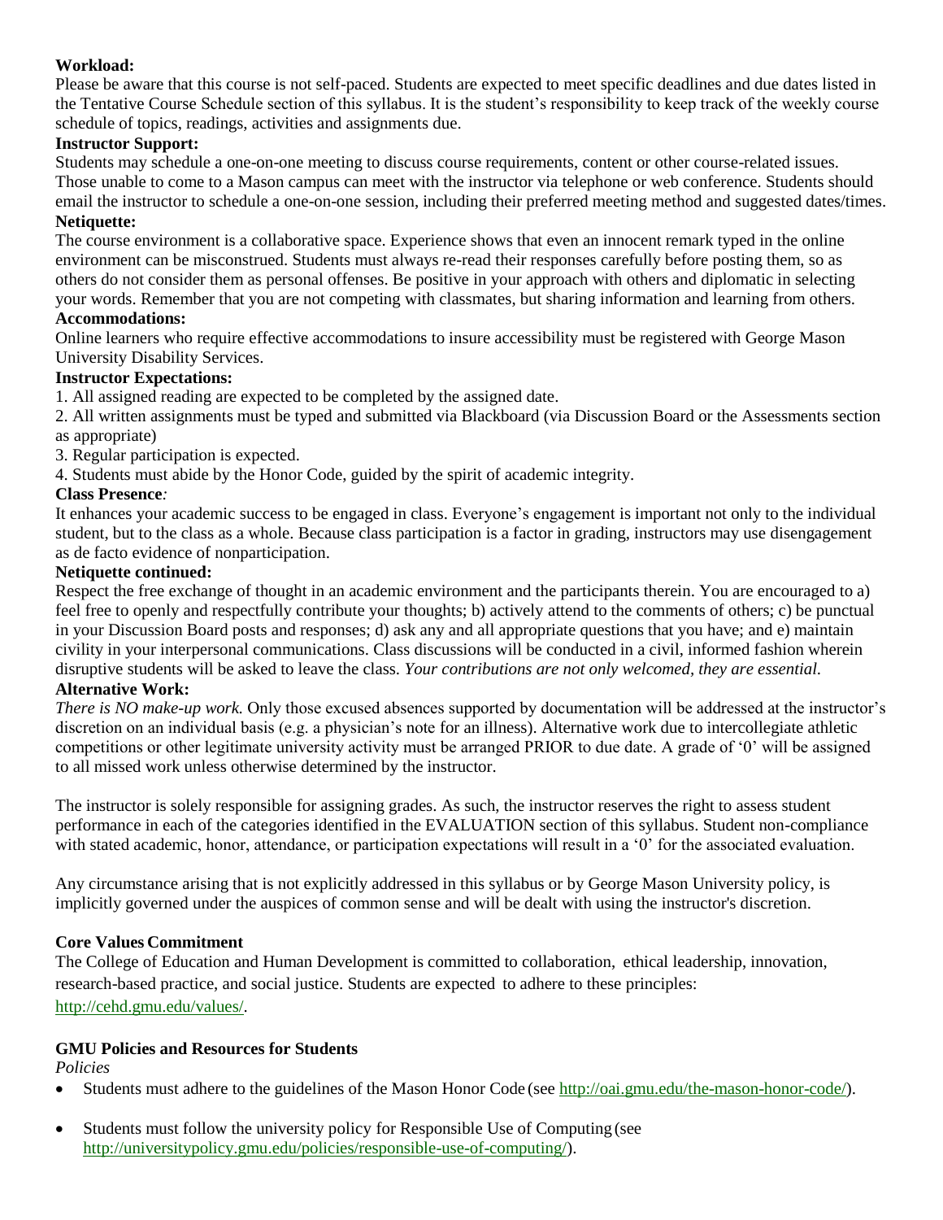**Workload:**
Please be aware that this course is not self-paced. Students are expected to meet specific deadlines and due dates listed in the Tentative Course Schedule section of this syllabus. It is the student's responsibility to keep track of the weekly course schedule of topics, readings, activities and assignments due.

**Instructor Support:**
Students may schedule a one-on-one meeting to discuss course requirements, content or other course-related issues. Those unable to come to a Mason campus can meet with the instructor via telephone or web conference. Students should email the instructor to schedule a one-on-one session, including their preferred meeting method and suggested dates/times.

**Netiquette:**
The course environment is a collaborative space. Experience shows that even an innocent remark typed in the online environment can be misconstrued. Students must always re-read their responses carefully before posting them, so as others do not consider them as personal offenses. Be positive in your approach with others and diplomatic in selecting your words. Remember that you are not competing with classmates, but sharing information and learning from others.

**Accommodations:**
Online learners who require effective accommodations to insure accessibility must be registered with George Mason University Disability Services.

**Instructor Expectations:**
1. All assigned reading are expected to be completed by the assigned date.
2. All written assignments must be typed and submitted via Blackboard (via Discussion Board or the Assessments section as appropriate)
3. Regular participation is expected.
4. Students must abide by the Honor Code, guided by the spirit of academic integrity.

**Class Presence***:*
It enhances your academic success to be engaged in class. Everyone's engagement is important not only to the individual student, but to the class as a whole. Because class participation is a factor in grading, instructors may use disengagement as de facto evidence of nonparticipation.

**Netiquette continued:**
Respect the free exchange of thought in an academic environment and the participants therein. You are encouraged to a) feel free to openly and respectfully contribute your thoughts; b) actively attend to the comments of others; c) be punctual in your Discussion Board posts and responses; d) ask any and all appropriate questions that you have; and e) maintain civility in your interpersonal communications. Class discussions will be conducted in a civil, informed fashion wherein disruptive students will be asked to leave the class. *Your contributions are not only welcomed, they are essential.*

**Alternative Work:**
*There is NO make-up work.* Only those excused absences supported by documentation will be addressed at the instructor's discretion on an individual basis (e.g. a physician's note for an illness). Alternative work due to intercollegiate athletic competitions or other legitimate university activity must be arranged PRIOR to due date. A grade of '0' will be assigned to all missed work unless otherwise determined by the instructor.

The instructor is solely responsible for assigning grades. As such, the instructor reserves the right to assess student performance in each of the categories identified in the EVALUATION section of this syllabus. Student non-compliance with stated academic, honor, attendance, or participation expectations will result in a '0' for the associated evaluation.

Any circumstance arising that is not explicitly addressed in this syllabus or by George Mason University policy, is implicitly governed under the auspices of common sense and will be dealt with using the instructor's discretion.

**Core Values Commitment**
The College of Education and Human Development is committed to collaboration, ethical leadership, innovation, research-based practice, and social justice. Students are expected to adhere to these principles: http://cehd.gmu.edu/values/.

**GMU Policies and Resources for Students**
*Policies*

- Students must adhere to the guidelines of the Mason Honor Code (see http://oai.gmu.edu/the-mason-honor-code/).
- Students must follow the university policy for Responsible Use of Computing (see http://universitypolicy.gmu.edu/policies/responsible-use-of-computing/).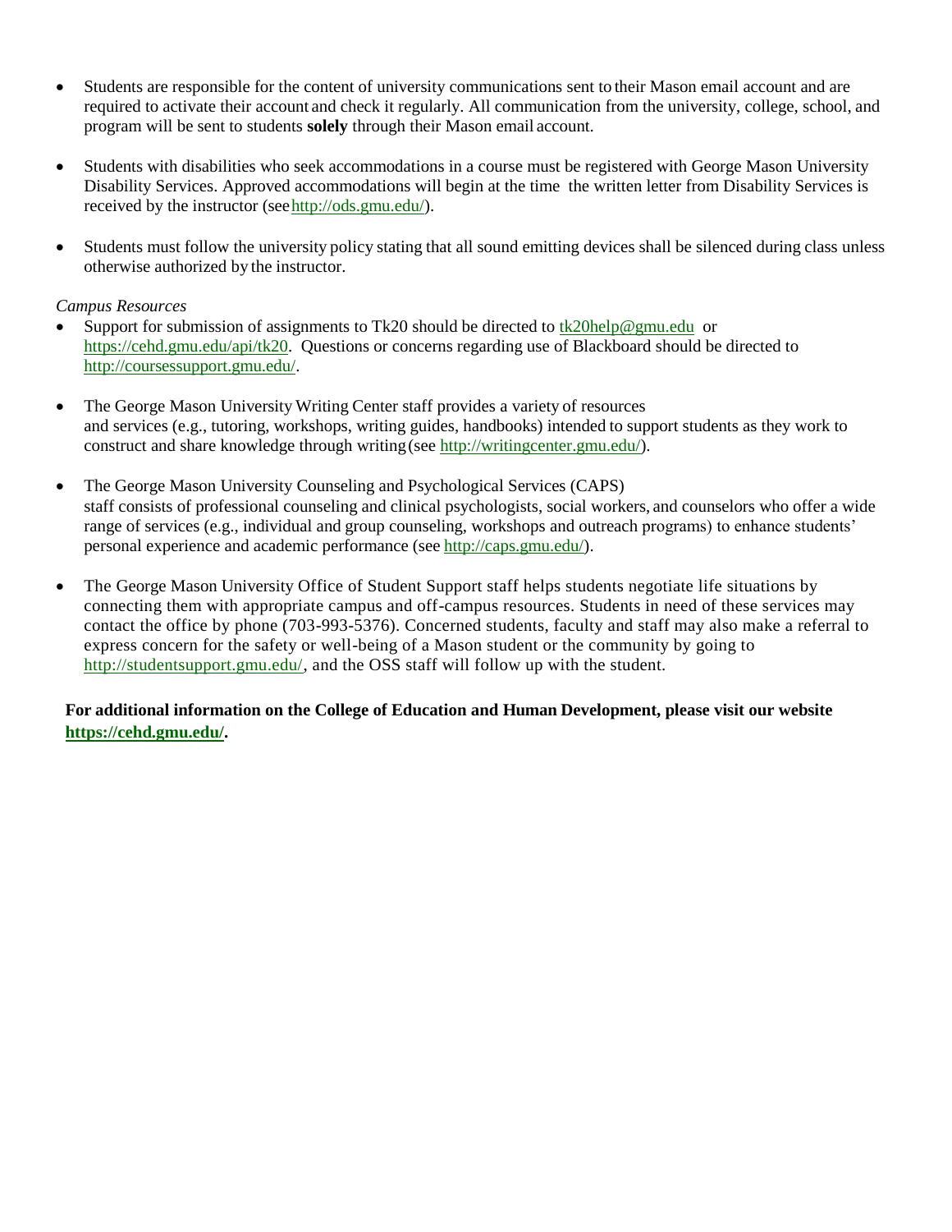- Students are responsible for the content of university communications sent to their Mason email account and are required to activate their account and check it regularly. All communication from the university, college, school, and program will be sent to students **solely** through their Mason email account.

- Students with disabilities who seek accommodations in a course must be registered with George Mason University Disability Services. Approved accommodations will begin at the time the written letter from Disability Services is received by the instructor (see http://ods.gmu.edu/).

- Students must follow the university policy stating that all sound emitting devices shall be silenced during class unless otherwise authorized by the instructor.

*Campus Resources*

- Support for submission of assignments to Tk20 should be directed to tk20help@gmu.edu or https://cehd.gmu.edu/api/tk20. Questions or concerns regarding use of Blackboard should be directed to http://coursessupport.gmu.edu/.

- The George Mason University Writing Center staff provides a variety of resources and services (e.g., tutoring, workshops, writing guides, handbooks) intended to support students as they work to construct and share knowledge through writing (see http://writingcenter.gmu.edu/).

- The George Mason University Counseling and Psychological Services (CAPS) staff consists of professional counseling and clinical psychologists, social workers, and counselors who offer a wide range of services (e.g., individual and group counseling, workshops and outreach programs) to enhance students' personal experience and academic performance (see http://caps.gmu.edu/).

- The George Mason University Office of Student Support staff helps students negotiate life situations by connecting them with appropriate campus and off-campus resources. Students in need of these services may contact the office by phone (703-993-5376). Concerned students, faculty and staff may also make a referral to express concern for the safety or well-being of a Mason student or the community by going to http://studentsupport.gmu.edu/, and the OSS staff will follow up with the student.

**For additional information on the College of Education and Human Development, please visit our website https://cehd.gmu.edu/.**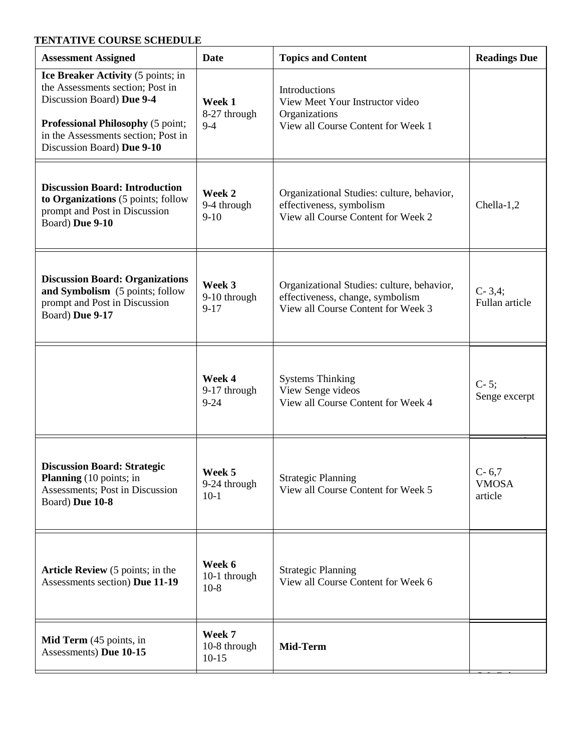**TENTATIVE COURSE SCHEDULE**

| **Assessment Assigned** | **Date** | **Topics and Content** | **Readings Due** |
|---|---|---|---|
| **Ice Breaker Activity** (5 points; in the Assessments section; Post in Discussion Board) **Due 9-4**<br><br>**Professional Philosophy** (5 point; in the Assessments section; Post in Discussion Board) **Due 9-10** | **Week 1**<br>8-27 through 9-4 | Introductions<br>View Meet Your Instructor video<br>Organizations<br>View all Course Content for Week 1 | |
| **Discussion Board: Introduction to Organizations** (5 points; follow prompt and Post in Discussion Board) **Due 9-10** | **Week 2**<br>9-4 through 9-10 | Organizational Studies: culture, behavior, effectiveness, symbolism<br>View all Course Content for Week 2 | Chella-1,2 |
| **Discussion Board: Organizations and Symbolism** (5 points; follow prompt and Post in Discussion Board) **Due 9-17** | **Week 3**<br>9-10 through 9-17 | Organizational Studies: culture, behavior, effectiveness, change, symbolism<br>View all Course Content for Week 3 | C- 3,4;<br>Fullan article |
| | **Week 4**<br>9-17 through 9-24 | Systems Thinking<br>View Senge videos<br>View all Course Content for Week 4 | C- 5;<br>Senge excerpt |
| **Discussion Board: Strategic Planning** (10 points; in Assessments; Post in Discussion Board) **Due 10-8** | **Week 5**<br>9-24 through 10-1 | Strategic Planning<br>View all Course Content for Week 5 | C- 6,7<br>VMOSA<br>article |
| **Article Review** (5 points; in the Assessments section) **Due 11-19** | **Week 6**<br>10-1 through 10-8 | Strategic Planning<br>View all Course Content for Week 6 | |
| **Mid Term** (45 points, in Assessments) **Due 10-15** | **Week 7**<br>10-8 through 10-15 | **Mid-Term** | |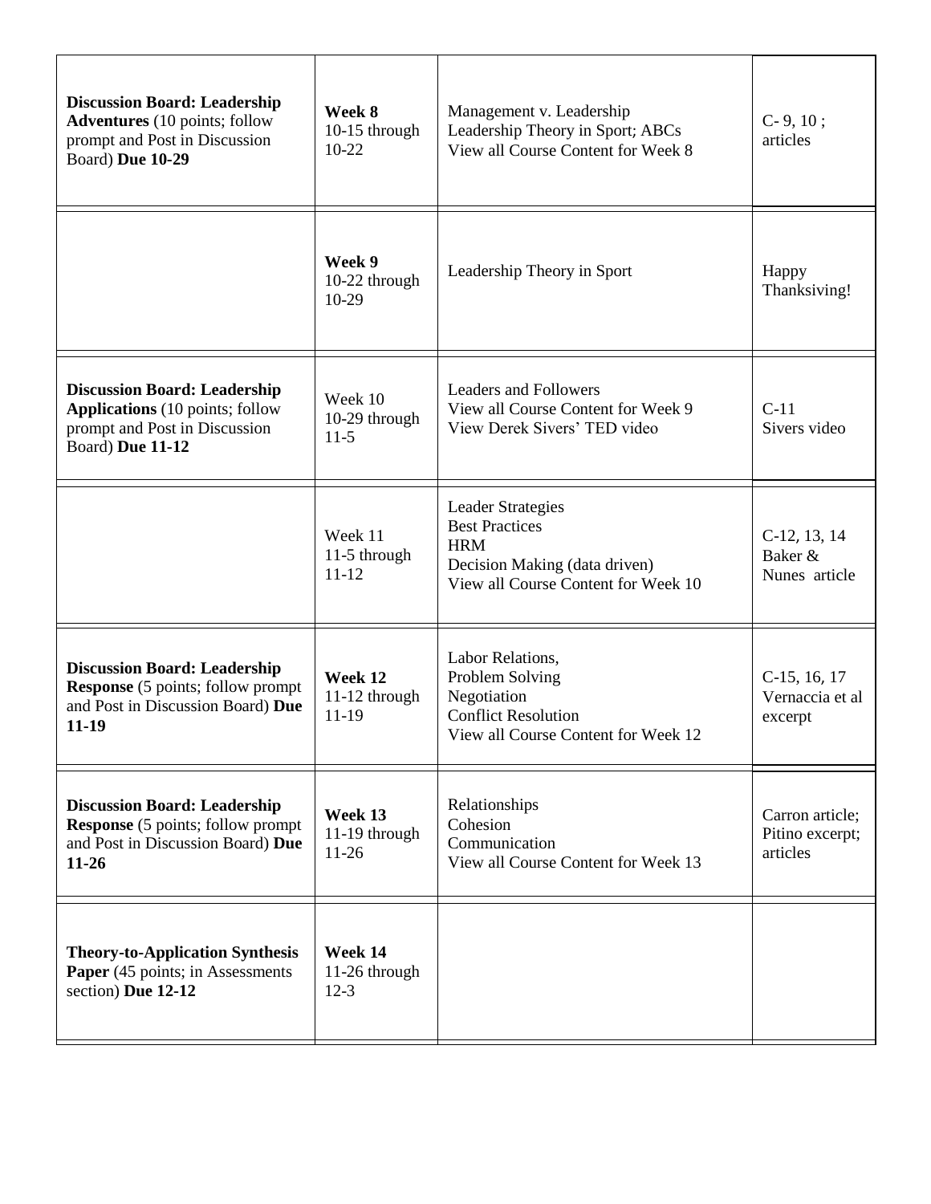| | | | |
|---|---|---|---|
| **Discussion Board: Leadership Adventures** (10 points; follow prompt and Post in Discussion Board) **Due 10-29** | **Week 8** 10-15 through 10-22 | Management v. Leadership<br>Leadership Theory in Sport; ABCs<br>View all Course Content for Week 8 | C- 9, 10 ; articles |
| | **Week 9** 10-22 through 10-29 | Leadership Theory in Sport | Happy Thanksiving! |
| **Discussion Board: Leadership Applications** (10 points; follow prompt and Post in Discussion Board) **Due 11-12** | Week 10 10-29 through 11-5 | Leaders and Followers<br>View all Course Content for Week 9<br>View Derek Sivers' TED video | C-11 Sivers video |
| | Week 11 11-5 through 11-12 | Leader Strategies<br>Best Practices<br>HRM<br>Decision Making (data driven)<br>View all Course Content for Week 10 | C-12, 13, 14 Baker & Nunes article |
| **Discussion Board: Leadership Response** (5 points; follow prompt and Post in Discussion Board) **Due 11-19** | **Week 12** 11-12 through 11-19 | Labor Relations,<br>Problem Solving<br>Negotiation<br>Conflict Resolution<br>View all Course Content for Week 12 | C-15, 16, 17 Vernaccia et al excerpt |
| **Discussion Board: Leadership Response** (5 points; follow prompt and Post in Discussion Board) **Due 11-26** | **Week 13** 11-19 through 11-26 | Relationships<br>Cohesion<br>Communication<br>View all Course Content for Week 13 | Carron article; Pitino excerpt; articles |
| **Theory-to-Application Synthesis Paper** (45 points; in Assessments section) **Due 12-12** | **Week 14** 11-26 through 12-3 | | |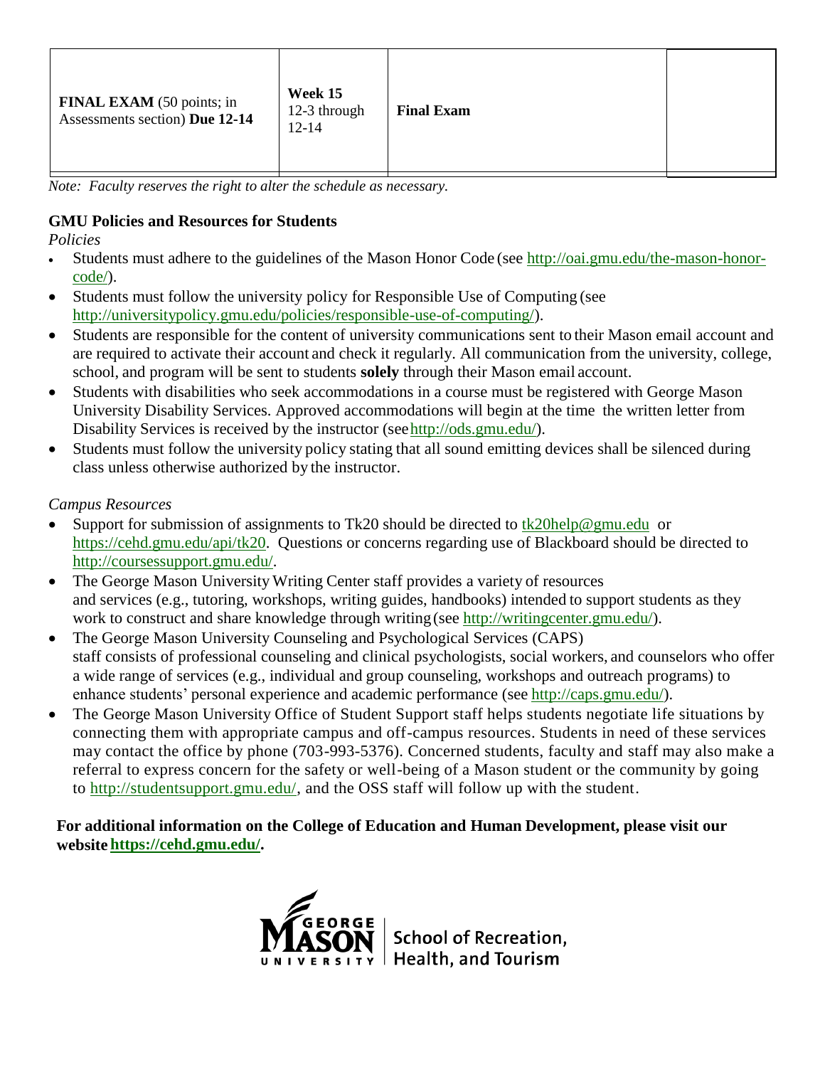| | | | |
|---|---|---|---|
| **FINAL EXAM** (50 points; in Assessments section) **Due 12-14** | **Week 15** 12-3 through 12-14 | **Final Exam** | |

*Note: Faculty reserves the right to alter the schedule as necessary.*

**GMU Policies and Resources for Students**

*Policies*

- Students must adhere to the guidelines of the Mason Honor Code (see http://oai.gmu.edu/the-mason-honor-code/).
- Students must follow the university policy for Responsible Use of Computing (see http://universitypolicy.gmu.edu/policies/responsible-use-of-computing/).
- Students are responsible for the content of university communications sent to their Mason email account and are required to activate their account and check it regularly. All communication from the university, college, school, and program will be sent to students **solely** through their Mason email account.
- Students with disabilities who seek accommodations in a course must be registered with George Mason University Disability Services. Approved accommodations will begin at the time the written letter from Disability Services is received by the instructor (see http://ods.gmu.edu/).
- Students must follow the university policy stating that all sound emitting devices shall be silenced during class unless otherwise authorized by the instructor.

*Campus Resources*

- Support for submission of assignments to Tk20 should be directed to tk20help@gmu.edu or https://cehd.gmu.edu/api/tk20. Questions or concerns regarding use of Blackboard should be directed to http://coursessupport.gmu.edu/.
- The George Mason University Writing Center staff provides a variety of resources and services (e.g., tutoring, workshops, writing guides, handbooks) intended to support students as they work to construct and share knowledge through writing (see http://writingcenter.gmu.edu/).
- The George Mason University Counseling and Psychological Services (CAPS) staff consists of professional counseling and clinical psychologists, social workers, and counselors who offer a wide range of services (e.g., individual and group counseling, workshops and outreach programs) to enhance students' personal experience and academic performance (see http://caps.gmu.edu/).
- The George Mason University Office of Student Support staff helps students negotiate life situations by connecting them with appropriate campus and off-campus resources. Students in need of these services may contact the office by phone (703-993-5376). Concerned students, faculty and staff may also make a referral to express concern for the safety or well-being of a Mason student or the community by going to http://studentsupport.gmu.edu/, and the OSS staff will follow up with the student.

**For additional information on the College of Education and Human Development, please visit our website https://cehd.gmu.edu/.**

GEORGE MASON UNIVERSITY | School of Recreation, Health, and Tourism